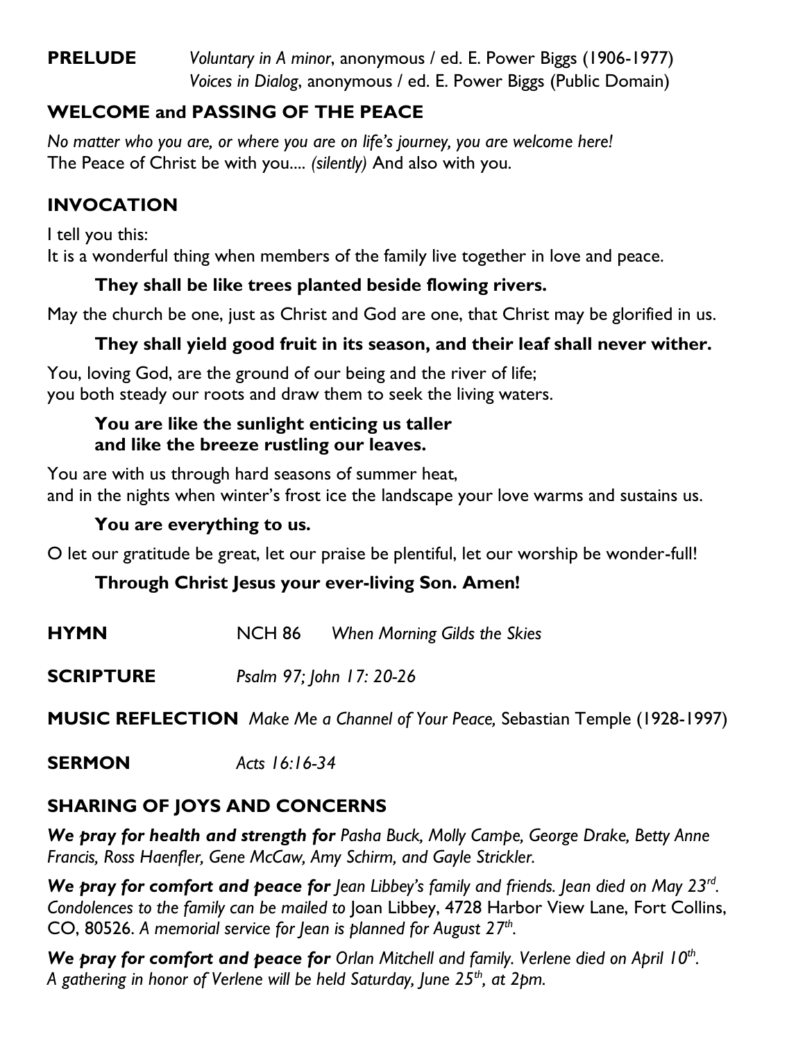**PRELUDE** *Voluntary in A minor*, anonymous / ed. E. Power Biggs (1906-1977)
*Voices in Dialog*, anonymous / ed. E. Power Biggs (Public Domain)

## WELCOME and PASSING OF THE PEACE

*No matter who you are, or where you are on life's journey, you are welcome here!*
The Peace of Christ be with you.... *(silently)* And also with you.

## INVOCATION

I tell you this:
It is a wonderful thing when members of the family live together in love and peace.

**They shall be like trees planted beside flowing rivers.**

May the church be one, just as Christ and God are one, that Christ may be glorified in us.

**They shall yield good fruit in its season, and their leaf shall never wither.**

You, loving God, are the ground of our being and the river of life;
you both steady our roots and draw them to seek the living waters.

**You are like the sunlight enticing us taller**
**and like the breeze rustling our leaves.**

You are with us through hard seasons of summer heat,
and in the nights when winter's frost ice the landscape your love warms and sustains us.

**You are everything to us.**

O let our gratitude be great, let our praise be plentiful, let our worship be wonder-full!

**Through Christ Jesus your ever-living Son. Amen!**

**HYMN** NCH 86 *When Morning Gilds the Skies*

**SCRIPTURE** *Psalm 97; John 17: 20-26*

**MUSIC REFLECTION** *Make Me a Channel of Your Peace,* Sebastian Temple (1928-1997)

**SERMON** *Acts 16:16-34*

## SHARING OF JOYS AND CONCERNS

***We pray for health and strength for** Pasha Buck, Molly Campe, George Drake, Betty Anne Francis, Ross Haenfler, Gene McCaw, Amy Schirm, and Gayle Strickler.*

***We pray for comfort and peace for** Jean Libbey's family and friends. Jean died on May 23rd. Condolences to the family can be mailed to* Joan Libbey, 4728 Harbor View Lane, Fort Collins, CO, 80526. *A memorial service for Jean is planned for August 27th.*

***We pray for comfort and peace for** Orlan Mitchell and family. Verlene died on April 10th. A gathering in honor of Verlene will be held Saturday, June 25th, at 2pm.*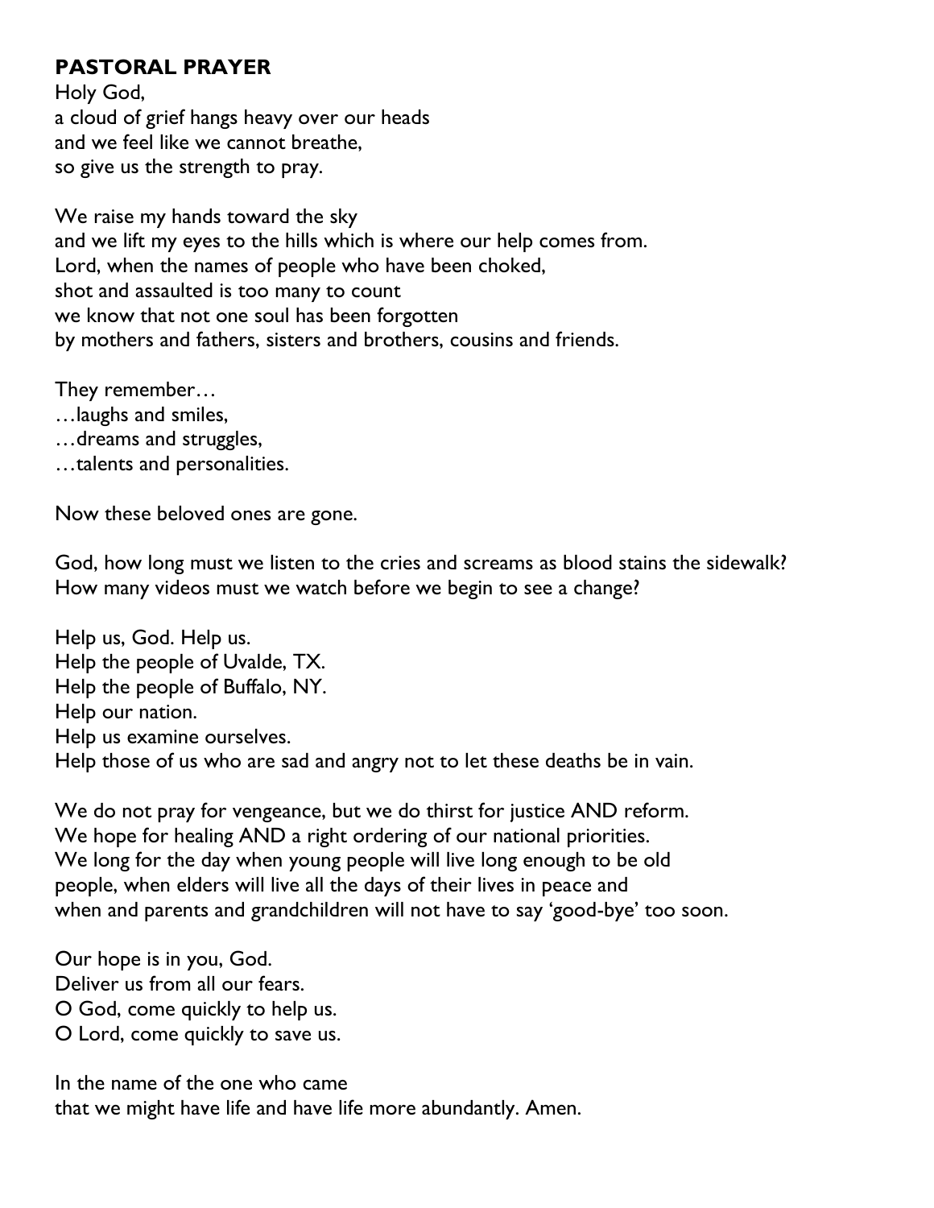**PASTORAL PRAYER**

Holy God,
a cloud of grief hangs heavy over our heads
and we feel like we cannot breathe,
so give us the strength to pray.

We raise my hands toward the sky
and we lift my eyes to the hills which is where our help comes from.
Lord, when the names of people who have been choked,
shot and assaulted is too many to count
we know that not one soul has been forgotten
by mothers and fathers, sisters and brothers, cousins and friends.

They remember…
…laughs and smiles,
…dreams and struggles,
…talents and personalities.

Now these beloved ones are gone.

God, how long must we listen to the cries and screams as blood stains the sidewalk?
How many videos must we watch before we begin to see a change?

Help us, God. Help us.
Help the people of Uvalde, TX.
Help the people of Buffalo, NY.
Help our nation.
Help us examine ourselves.
Help those of us who are sad and angry not to let these deaths be in vain.

We do not pray for vengeance, but we do thirst for justice AND reform.
We hope for healing AND a right ordering of our national priorities.
We long for the day when young people will live long enough to be old
people, when elders will live all the days of their lives in peace and
when and parents and grandchildren will not have to say 'good-bye' too soon.

Our hope is in you, God.
Deliver us from all our fears.
O God, come quickly to help us.
O Lord, come quickly to save us.

In the name of the one who came
that we might have life and have life more abundantly. Amen.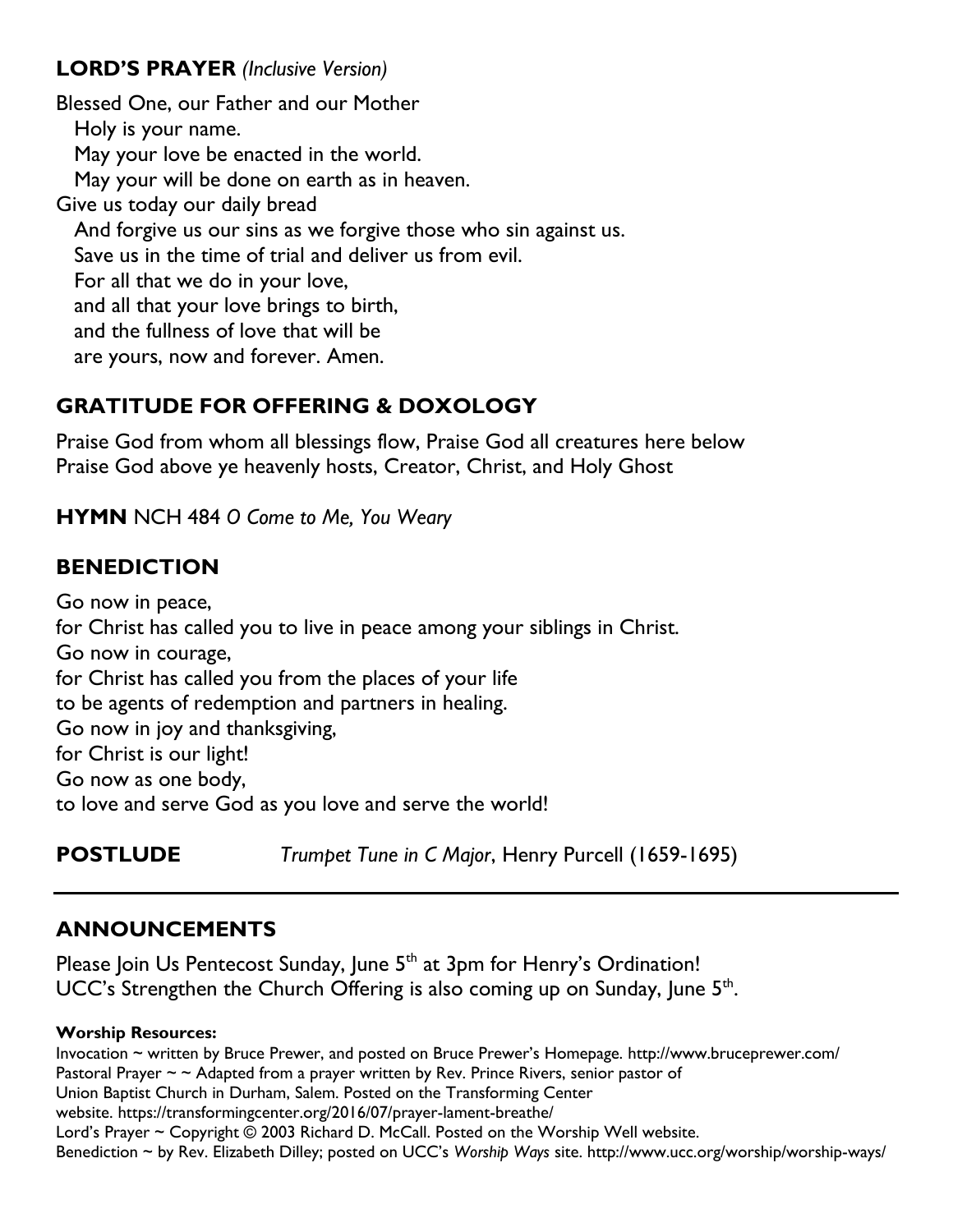## LORD'S PRAYER *(Inclusive Version)*

Blessed One, our Father and our Mother
Holy is your name.
May your love be enacted in the world.
May your will be done on earth as in heaven.
Give us today our daily bread
And forgive us our sins as we forgive those who sin against us.
Save us in the time of trial and deliver us from evil.
For all that we do in your love,
and all that your love brings to birth,
and the fullness of love that will be
are yours, now and forever. Amen.

## GRATITUDE FOR OFFERING & DOXOLOGY

Praise God from whom all blessings flow, Praise God all creatures here below
Praise God above ye heavenly hosts, Creator, Christ, and Holy Ghost

**HYMN** NCH 484 *O Come to Me, You Weary*

## BENEDICTION

Go now in peace,
for Christ has called you to live in peace among your siblings in Christ.
Go now in courage,
for Christ has called you from the places of your life
to be agents of redemption and partners in healing.
Go now in joy and thanksgiving,
for Christ is our light!
Go now as one body,
to love and serve God as you love and serve the world!

**POSTLUDE** *Trumpet Tune in C Major*, Henry Purcell (1659-1695)

---

## ANNOUNCEMENTS

Please Join Us Pentecost Sunday, June 5th at 3pm for Henry's Ordination!
UCC's Strengthen the Church Offering is also coming up on Sunday, June 5th.

**Worship Resources:**
Invocation ~ written by Bruce Prewer, and posted on Bruce Prewer's Homepage. http://www.bruceprewer.com/
Pastoral Prayer ~ ~ Adapted from a prayer written by Rev. Prince Rivers, senior pastor of Union Baptist Church in Durham, Salem. Posted on the Transforming Center website. https://transformingcenter.org/2016/07/prayer-lament-breathe/
Lord's Prayer ~ Copyright © 2003 Richard D. McCall. Posted on the Worship Well website.
Benediction ~ by Rev. Elizabeth Dilley; posted on UCC's *Worship Ways* site. http://www.ucc.org/worship/worship-ways/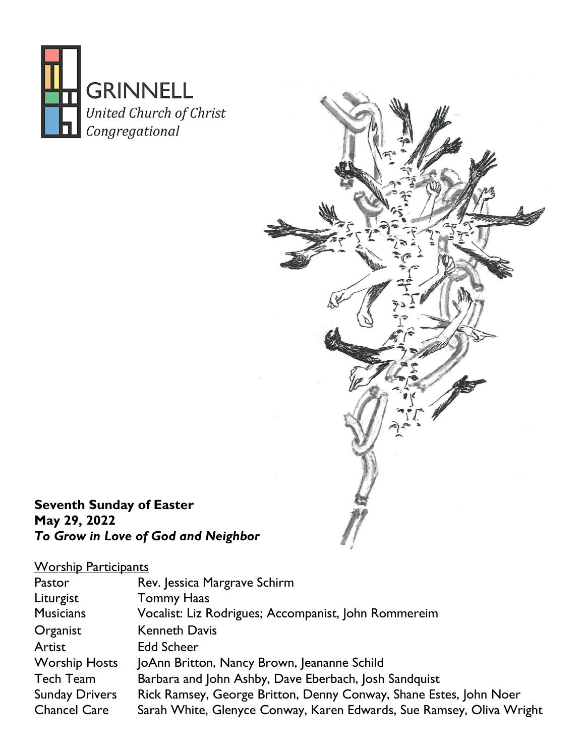GRINNELL

*United Church of Christ*
*Congregational*

**Seventh Sunday of Easter**
**May 29, 2022**
***To Grow in Love of God and Neighbor***

Worship Participants

| | |
|---|---|
| Pastor | Rev. Jessica Margrave Schirm |
| Liturgist | Tommy Haas |
| Musicians | Vocalist: Liz Rodrigues; Accompanist, John Rommereim |
| Organist | Kenneth Davis |
| Artist | Edd Scheer |
| Worship Hosts | JoAnn Britton, Nancy Brown, Jeananne Schild |
| Tech Team | Barbara and John Ashby, Dave Eberbach, Josh Sandquist |
| Sunday Drivers | Rick Ramsey, George Britton, Denny Conway, Shane Estes, John Noer |
| Chancel Care | Sarah White, Glenyce Conway, Karen Edwards, Sue Ramsey, Oliva Wright |